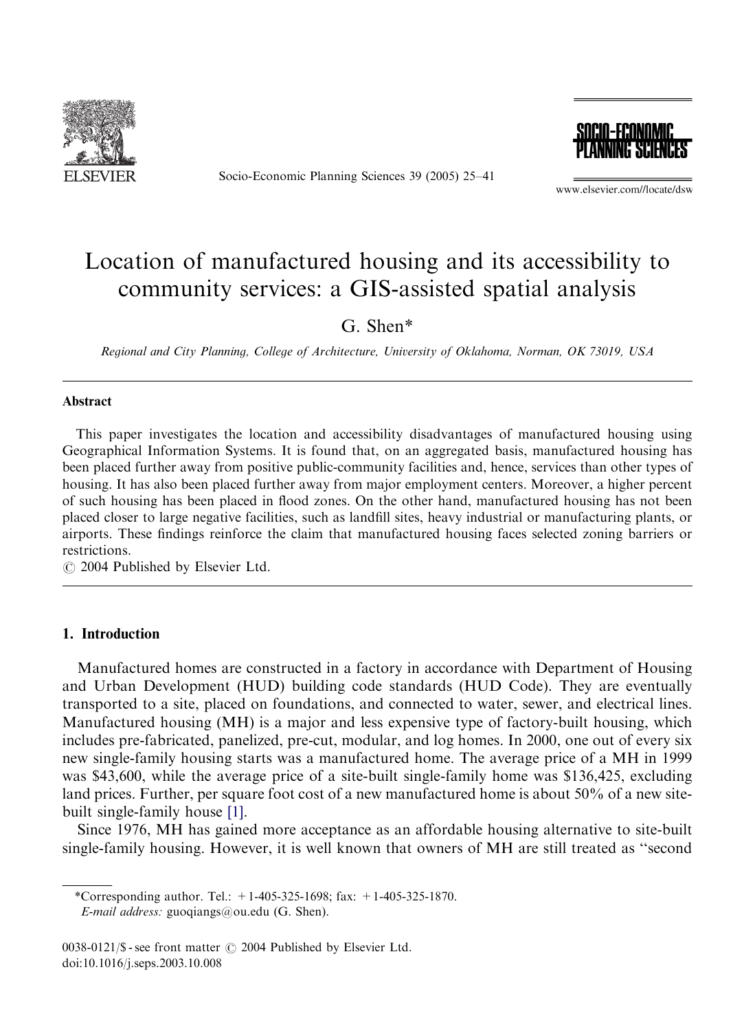# Location of manufactured housing and its accessibility to community services: a GIS-assisted spatial analysis

G. Shen*

*Regional and City Planning, College of Architecture, University of Oklahoma, Norman, OK 73019, USA*

## Abstract

This paper investigates the location and accessibility disadvantages of manufactured housing using Geographical Information Systems. It is found that, on an aggregated basis, manufactured housing has been placed further away from positive public-community facilities and, hence, services than other types of housing. It has also been placed further away from major employment centers. Moreover, a higher percent of such housing has been placed in flood zones. On the other hand, manufactured housing has not been placed closer to large negative facilities, such as landfill sites, heavy industrial or manufacturing plants, or airports. These findings reinforce the claim that manufactured housing faces selected zoning barriers or restrictions.

© 2004 Published by Elsevier Ltd.

## 1. Introduction

Manufactured homes are constructed in a factory in accordance with Department of Housing and Urban Development (HUD) building code standards (HUD Code). They are eventually transported to a site, placed on foundations, and connected to water, sewer, and electrical lines. Manufactured housing (MH) is a major and less expensive type of factory-built housing, which includes pre-fabricated, panelized, pre-cut, modular, and log homes. In 2000, one out of every six new single-family housing starts was a manufactured home. The average price of a MH in 1999 was $43,600, while the average price of a site-built single-family home was $136,425, excluding land prices. Further, per square foot cost of a new manufactured home is about 50% of a new site-built single-family house [1].

Since 1976, MH has gained more acceptance as an affordable housing alternative to site-built single-family housing. However, it is well known that owners of MH are still treated as "second

*Corresponding author. Tel.: +1-405-325-1698; fax: +1-405-325-1870.
*E-mail address:* guoqiangs@ou.edu (G. Shen).

0038-0121/$ - see front matter © 2004 Published by Elsevier Ltd.
doi:10.1016/j.seps.2003.10.008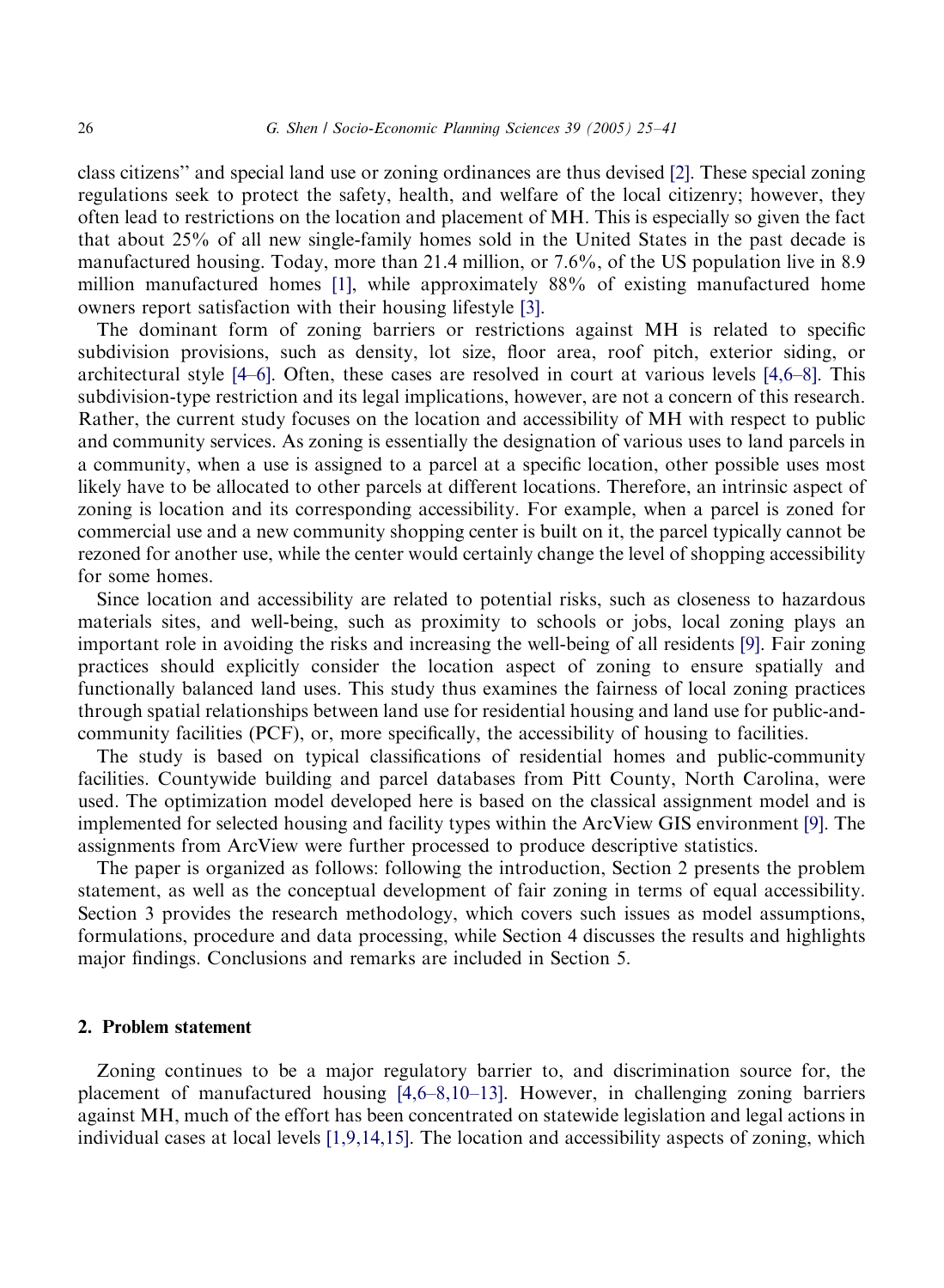class citizens" and special land use or zoning ordinances are thus devised [2]. These special zoning regulations seek to protect the safety, health, and welfare of the local citizenry; however, they often lead to restrictions on the location and placement of MH. This is especially so given the fact that about 25% of all new single-family homes sold in the United States in the past decade is manufactured housing. Today, more than 21.4 million, or 7.6%, of the US population live in 8.9 million manufactured homes [1], while approximately 88% of existing manufactured home owners report satisfaction with their housing lifestyle [3].

The dominant form of zoning barriers or restrictions against MH is related to specific subdivision provisions, such as density, lot size, floor area, roof pitch, exterior siding, or architectural style [4–6]. Often, these cases are resolved in court at various levels [4,6–8]. This subdivision-type restriction and its legal implications, however, are not a concern of this research. Rather, the current study focuses on the location and accessibility of MH with respect to public and community services. As zoning is essentially the designation of various uses to land parcels in a community, when a use is assigned to a parcel at a specific location, other possible uses most likely have to be allocated to other parcels at different locations. Therefore, an intrinsic aspect of zoning is location and its corresponding accessibility. For example, when a parcel is zoned for commercial use and a new community shopping center is built on it, the parcel typically cannot be rezoned for another use, while the center would certainly change the level of shopping accessibility for some homes.

Since location and accessibility are related to potential risks, such as closeness to hazardous materials sites, and well-being, such as proximity to schools or jobs, local zoning plays an important role in avoiding the risks and increasing the well-being of all residents [9]. Fair zoning practices should explicitly consider the location aspect of zoning to ensure spatially and functionally balanced land uses. This study thus examines the fairness of local zoning practices through spatial relationships between land use for residential housing and land use for public-and-community facilities (PCF), or, more specifically, the accessibility of housing to facilities.

The study is based on typical classifications of residential homes and public-community facilities. Countywide building and parcel databases from Pitt County, North Carolina, were used. The optimization model developed here is based on the classical assignment model and is implemented for selected housing and facility types within the ArcView GIS environment [9]. The assignments from ArcView were further processed to produce descriptive statistics.

The paper is organized as follows: following the introduction, Section 2 presents the problem statement, as well as the conceptual development of fair zoning in terms of equal accessibility. Section 3 provides the research methodology, which covers such issues as model assumptions, formulations, procedure and data processing, while Section 4 discusses the results and highlights major findings. Conclusions and remarks are included in Section 5.

## 2. Problem statement

Zoning continues to be a major regulatory barrier to, and discrimination source for, the placement of manufactured housing [4,6–8,10–13]. However, in challenging zoning barriers against MH, much of the effort has been concentrated on statewide legislation and legal actions in individual cases at local levels [1,9,14,15]. The location and accessibility aspects of zoning, which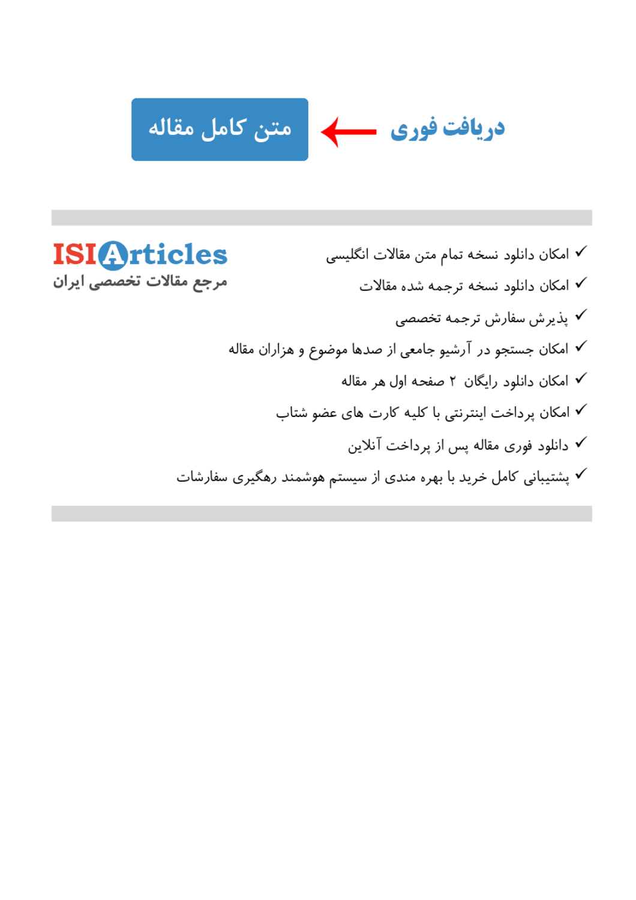**دریافت فوری** ← **متن کامل مقاله**

---

**ISIArticles**
**مرجع مقالات تخصصی ایران**

- ✓ امکان دانلود نسخه تمام متن مقالات انگلیسی
- ✓ امکان دانلود نسخه ترجمه شده مقالات
- ✓ پذیرش سفارش ترجمه تخصصی
- ✓ امکان جستجو در آرشیو جامعی از صدها موضوع و هزاران مقاله
- ✓ امکان دانلود رایگان ۲ صفحه اول هر مقاله
- ✓ امکان پرداخت اینترنتی با کلیه کارت های عضو شتاب
- ✓ دانلود فوری مقاله پس از پرداخت آنلاین
- ✓ پشتیبانی کامل خرید با بهره مندی از سیستم هوشمند رهگیری سفارشات

---